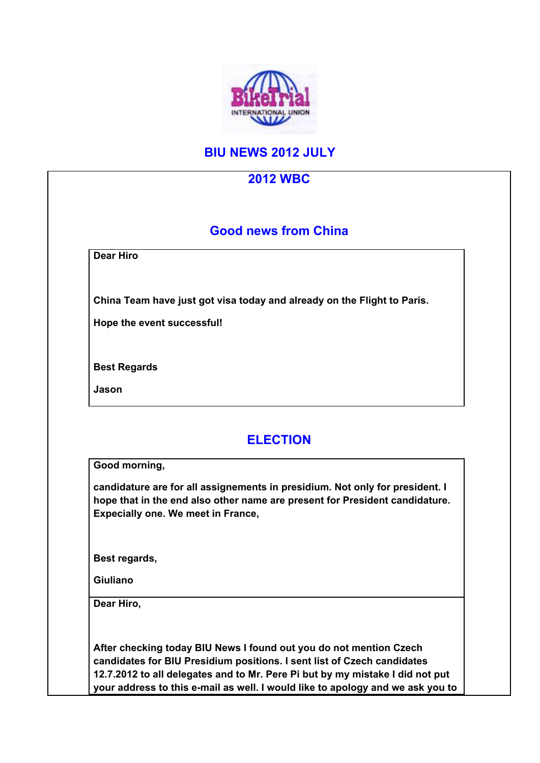# BIU NEWS 2012 JULY

## 2012 WBC

### Good news from China

**Dear Hiro**

**China Team have just got visa today and already on the Flight to Paris.**

**Hope the event successful!**

**Best Regards**

**Jason**

### ELECTION

**Good morning,**

**candidature are for all assignements in presidium. Not only for president. I hope that in the end also other name are present for President candidature. Expecially one. We meet in France,**

**Best regards,**

**Giuliano**

**Dear Hiro,**

**After checking today BIU News I found out you do not mention Czech candidates for BIU Presidium positions. I sent list of Czech candidates 12.7.2012 to all delegates and to Mr. Pere Pi but by my mistake I did not put your address to this e-mail as well. I would like to apology and we ask you to**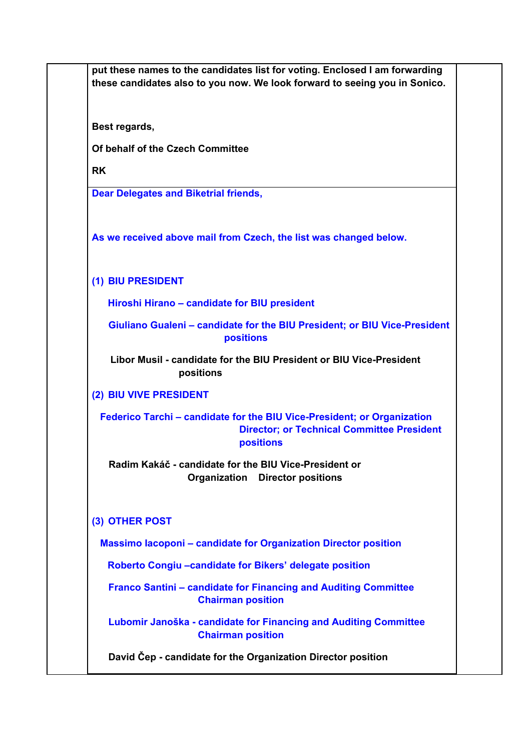**put these names to the candidates list for voting. Enclosed I am forwarding these candidates also to you now. We look forward to seeing you in Sonico.**

**Best regards,**

**Of behalf of the Czech Committee**

**RK**

**Dear Delegates and Biketrial friends,**

**As we received above mail from Czech, the list was changed below.**

**(1) BIU PRESIDENT**

**Hiroshi Hirano – candidate for BIU president**

**Giuliano Gualeni – candidate for the BIU President; or BIU Vice-President positions**

**Libor Musil - candidate for the BIU President or BIU Vice-President positions**

**(2) BIU VIVE PRESIDENT**

**Federico Tarchi – candidate for the BIU Vice-President; or Organization Director; or Technical Committee President positions**

**Radim Kakáč - candidate for the BIU Vice-President or Organization Director positions**

**(3) OTHER POST**

**Massimo Iacoponi – candidate for Organization Director position**

**Roberto Congiu –candidate for Bikers' delegate position**

**Franco Santini – candidate for Financing and Auditing Committee Chairman position**

**Lubomir Janoška - candidate for Financing and Auditing Committee Chairman position**

**David Čep - candidate for the Organization Director position**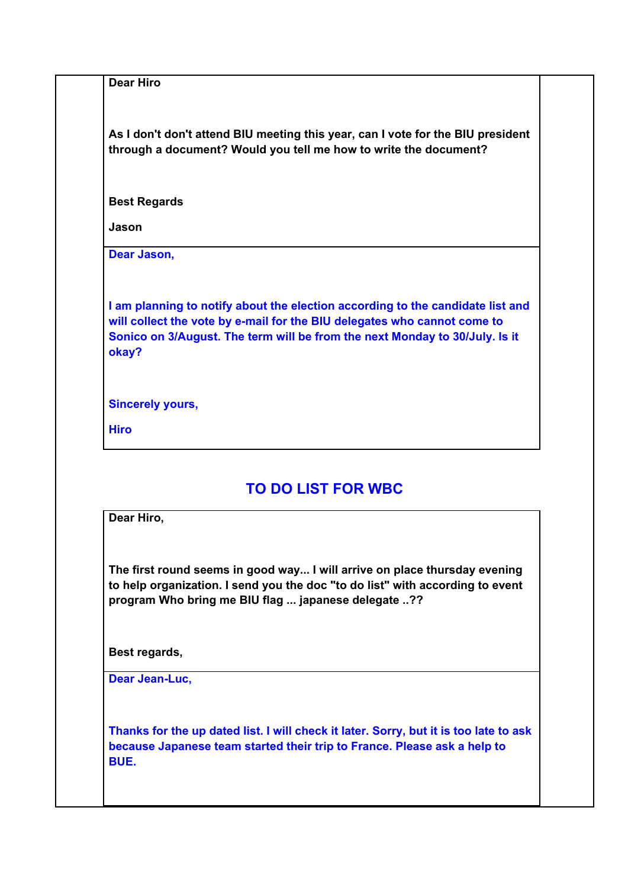**Dear Hiro**

**As I don't don't attend BIU meeting this year, can I vote for the BIU president through a document? Would you tell me how to write the document?**

**Best Regards**

**Jason**

**Dear Jason,**

**I am planning to notify about the election according to the candidate list and will collect the vote by e-mail for the BIU delegates who cannot come to Sonico on 3/August. The term will be from the next Monday to 30/July. Is it okay?**

**Sincerely yours,**

**Hiro**

## TO DO LIST FOR WBC

**Dear Hiro,**

**The first round seems in good way... I will arrive on place thursday evening to help organization. I send you the doc "to do list" with according to event program Who bring me BIU flag ... japanese delegate ..??**

**Best regards,**

**Dear Jean-Luc,**

**Thanks for the up dated list. I will check it later. Sorry, but it is too late to ask because Japanese team started their trip to France. Please ask a help to BUE.**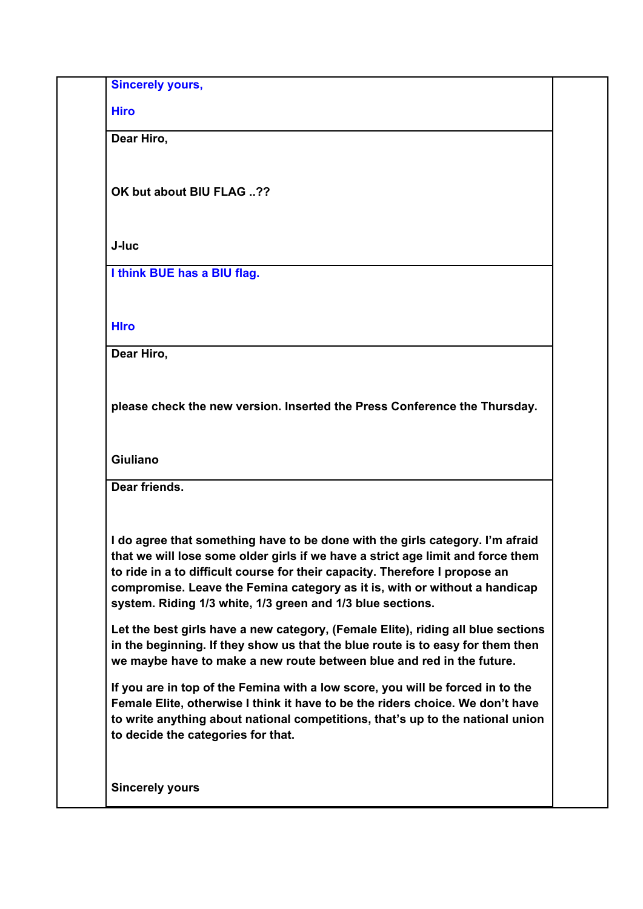| | | |
|---|---|---|
| | **Sincerely yours,**<br><br>**Hiro** | |
| | **Dear Hiro,**<br><br>**OK but about BIU FLAG ..??**<br><br>**J-luc** | |
| | **I think BUE has a BIU flag.**<br><br>**HIro** | |
| | **Dear Hiro,**<br><br>**please check the new version. Inserted the Press Conference the Thursday.**<br><br>**Giuliano** | |
| | **Dear friends.**<br><br>**I do agree that something have to be done with the girls category. I'm afraid that we will lose some older girls if we have a strict age limit and force them to ride in a to difficult course for their capacity. Therefore I propose an compromise. Leave the Femina category as it is, with or without a handicap system. Riding 1/3 white, 1/3 green and 1/3 blue sections.**<br><br>**Let the best girls have a new category, (Female Elite), riding all blue sections in the beginning. If they show us that the blue route is to easy for them then we maybe have to make a new route between blue and red in the future.**<br><br>**If you are in top of the Femina with a low score, you will be forced in to the Female Elite, otherwise I think it have to be the riders choice. We don't have to write anything about national competitions, that's up to the national union to decide the categories for that.**<br><br>**Sincerely yours** | |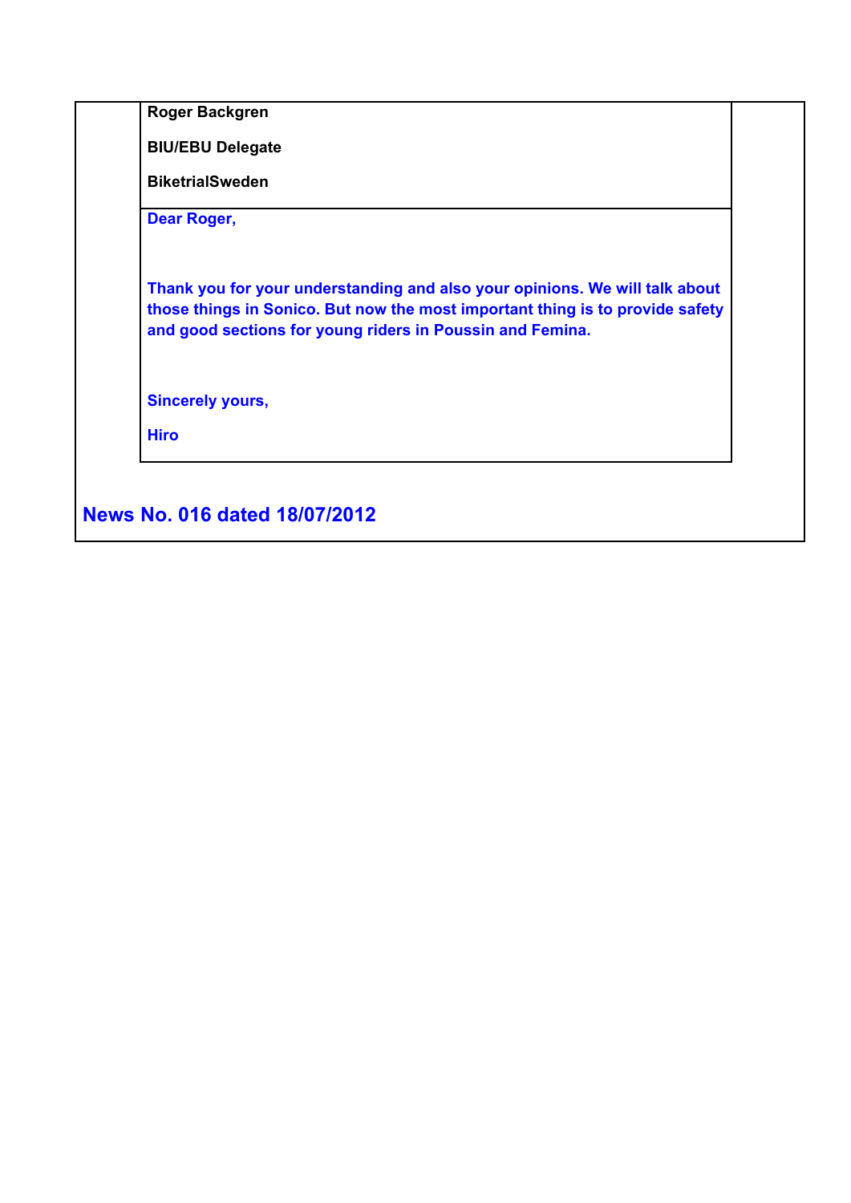**Roger Backgren**

**BIU/EBU Delegate**

**BiketrialSweden**

**Dear Roger,**

**Thank you for your understanding and also your opinions. We will talk about those things in Sonico. But now the most important thing is to provide safety and good sections for young riders in Poussin and Femina.**

**Sincerely yours,**

**Hiro**

## News No. 016 dated 18/07/2012